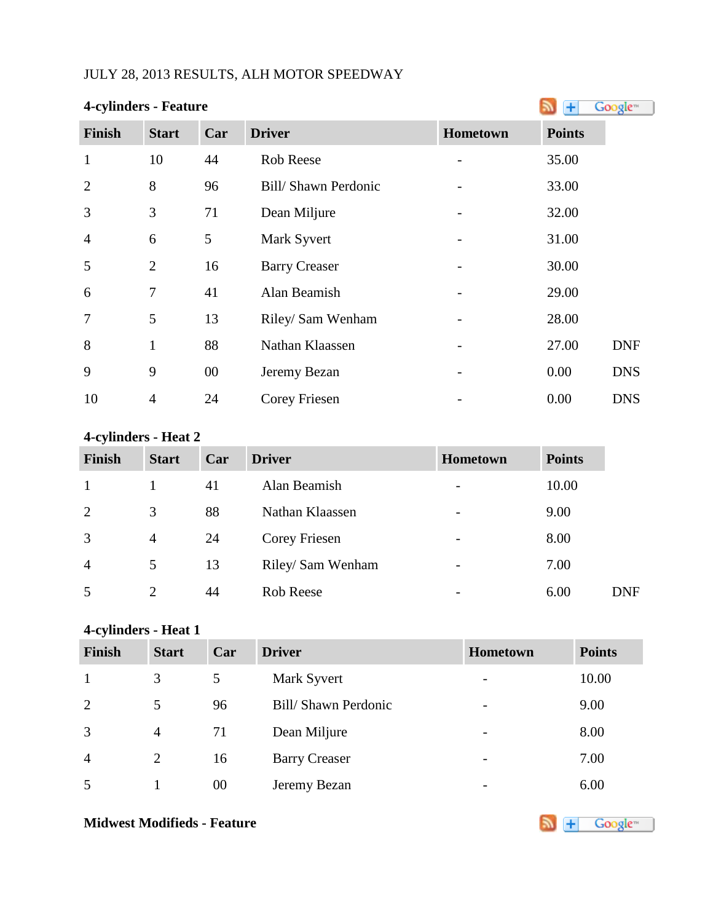JULY 28, 2013 RESULTS, ALH MOTOR SPEEDWAY

**4-cylinders - Feature**

| Finish | Start | Car | Driver | Hometown | Points | |
|---|---|---|---|---|---|---|
| 1 | 10 | 44 | Rob Reese | - | 35.00 | |
| 2 | 8 | 96 | Bill/ Shawn Perdonic | - | 33.00 | |
| 3 | 3 | 71 | Dean Miljure | - | 32.00 | |
| 4 | 6 | 5 | Mark Syvert | - | 31.00 | |
| 5 | 2 | 16 | Barry Creaser | - | 30.00 | |
| 6 | 7 | 41 | Alan Beamish | - | 29.00 | |
| 7 | 5 | 13 | Riley/ Sam Wenham | - | 28.00 | |
| 8 | 1 | 88 | Nathan Klaassen | - | 27.00 | DNF |
| 9 | 9 | 00 | Jeremy Bezan | - | 0.00 | DNS |
| 10 | 4 | 24 | Corey Friesen | - | 0.00 | DNS |

**4-cylinders - Heat 2**

| Finish | Start | Car | Driver | Hometown | Points | |
|---|---|---|---|---|---|---|
| 1 | 1 | 41 | Alan Beamish | - | 10.00 | |
| 2 | 3 | 88 | Nathan Klaassen | - | 9.00 | |
| 3 | 4 | 24 | Corey Friesen | - | 8.00 | |
| 4 | 5 | 13 | Riley/ Sam Wenham | - | 7.00 | |
| 5 | 2 | 44 | Rob Reese | - | 6.00 | DNF |

**4-cylinders - Heat 1**

| Finish | Start | Car | Driver | Hometown | Points |
|---|---|---|---|---|---|
| 1 | 3 | 5 | Mark Syvert | - | 10.00 |
| 2 | 5 | 96 | Bill/ Shawn Perdonic | - | 9.00 |
| 3 | 4 | 71 | Dean Miljure | - | 8.00 |
| 4 | 2 | 16 | Barry Creaser | - | 7.00 |
| 5 | 1 | 00 | Jeremy Bezan | - | 6.00 |

**Midwest Modifieds - Feature**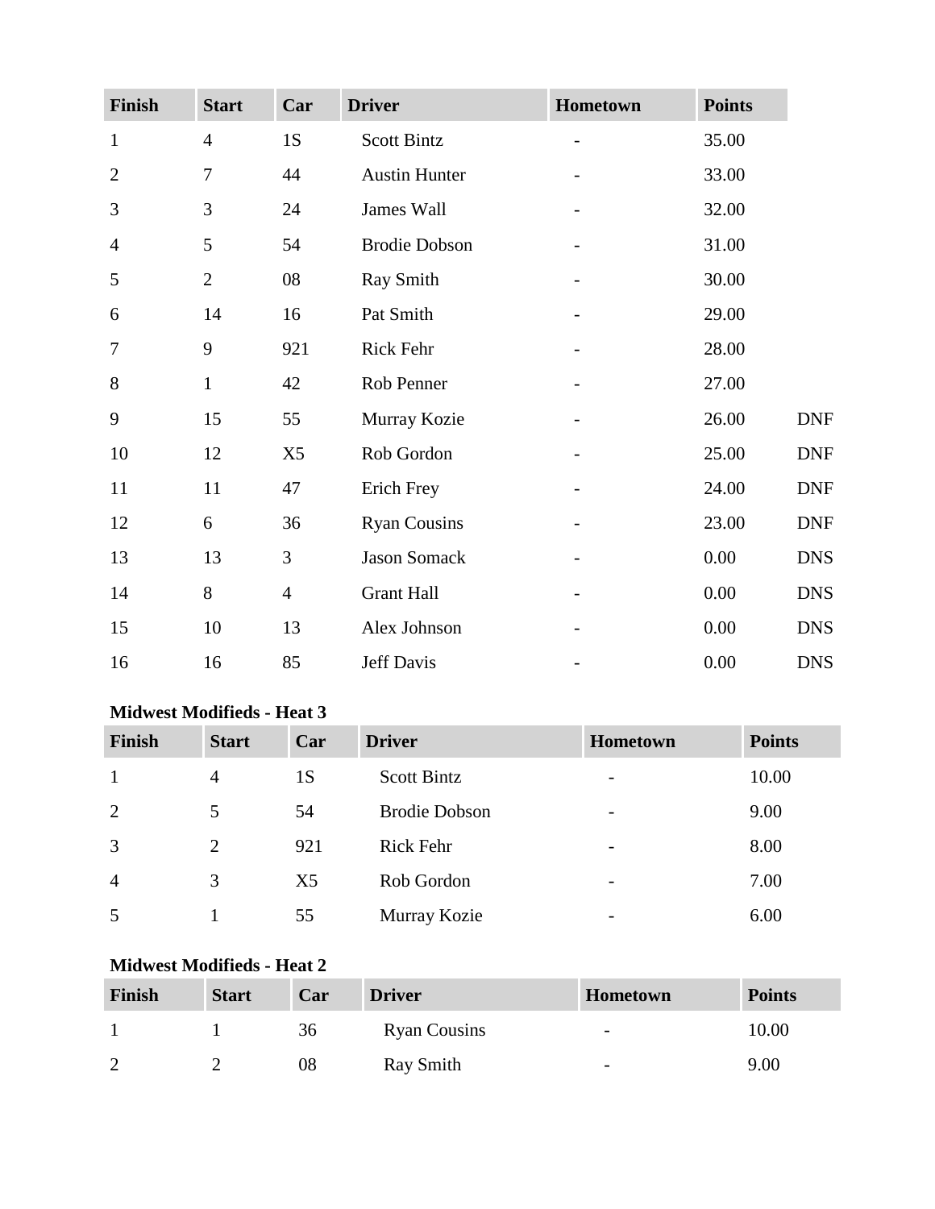| Finish | Start | Car | Driver | Hometown | Points | |
|---|---|---|---|---|---|---|
| 1 | 4 | 1S | Scott Bintz | - | 35.00 | |
| 2 | 7 | 44 | Austin Hunter | - | 33.00 | |
| 3 | 3 | 24 | James Wall | - | 32.00 | |
| 4 | 5 | 54 | Brodie Dobson | - | 31.00 | |
| 5 | 2 | 08 | Ray Smith | - | 30.00 | |
| 6 | 14 | 16 | Pat Smith | - | 29.00 | |
| 7 | 9 | 921 | Rick Fehr | - | 28.00 | |
| 8 | 1 | 42 | Rob Penner | - | 27.00 | |
| 9 | 15 | 55 | Murray Kozie | - | 26.00 | DNF |
| 10 | 12 | X5 | Rob Gordon | - | 25.00 | DNF |
| 11 | 11 | 47 | Erich Frey | - | 24.00 | DNF |
| 12 | 6 | 36 | Ryan Cousins | - | 23.00 | DNF |
| 13 | 13 | 3 | Jason Somack | - | 0.00 | DNS |
| 14 | 8 | 4 | Grant Hall | - | 0.00 | DNS |
| 15 | 10 | 13 | Alex Johnson | - | 0.00 | DNS |
| 16 | 16 | 85 | Jeff Davis | - | 0.00 | DNS |

**Midwest Modifieds - Heat 3**

| Finish | Start | Car | Driver | Hometown | Points |
|---|---|---|---|---|---|
| 1 | 4 | 1S | Scott Bintz | - | 10.00 |
| 2 | 5 | 54 | Brodie Dobson | - | 9.00 |
| 3 | 2 | 921 | Rick Fehr | - | 8.00 |
| 4 | 3 | X5 | Rob Gordon | - | 7.00 |
| 5 | 1 | 55 | Murray Kozie | - | 6.00 |

**Midwest Modifieds - Heat 2**

| Finish | Start | Car | Driver | Hometown | Points |
|---|---|---|---|---|---|
| 1 | 1 | 36 | Ryan Cousins | - | 10.00 |
| 2 | 2 | 08 | Ray Smith | - | 9.00 |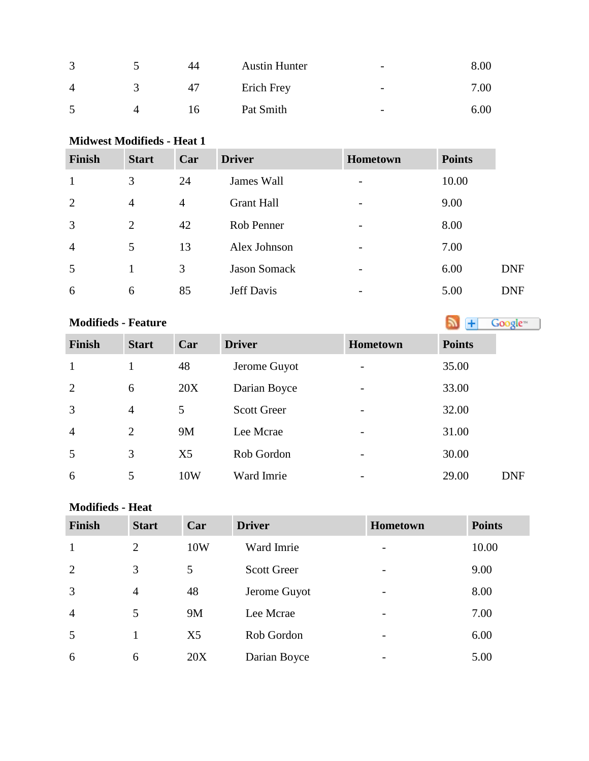| | | | | | |
|---|---|---|---|---|---|
| 3 | 5 | 44 | Austin Hunter | - | 8.00 |
| 4 | 3 | 47 | Erich Frey | - | 7.00 |
| 5 | 4 | 16 | Pat Smith | - | 6.00 |

**Midwest Modifieds - Heat 1**

| Finish | Start | Car | Driver | Hometown | Points | |
|---|---|---|---|---|---|---|
| 1 | 3 | 24 | James Wall | - | 10.00 | |
| 2 | 4 | 4 | Grant Hall | - | 9.00 | |
| 3 | 2 | 42 | Rob Penner | - | 8.00 | |
| 4 | 5 | 13 | Alex Johnson | - | 7.00 | |
| 5 | 1 | 3 | Jason Somack | - | 6.00 | DNF |
| 6 | 6 | 85 | Jeff Davis | - | 5.00 | DNF |

**Modifieds - Feature**

| Finish | Start | Car | Driver | Hometown | Points | |
|---|---|---|---|---|---|---|
| 1 | 1 | 48 | Jerome Guyot | - | 35.00 | |
| 2 | 6 | 20X | Darian Boyce | - | 33.00 | |
| 3 | 4 | 5 | Scott Greer | - | 32.00 | |
| 4 | 2 | 9M | Lee Mcrae | - | 31.00 | |
| 5 | 3 | X5 | Rob Gordon | - | 30.00 | |
| 6 | 5 | 10W | Ward Imrie | - | 29.00 | DNF |

**Modifieds - Heat**

| Finish | Start | Car | Driver | Hometown | Points |
|---|---|---|---|---|---|
| 1 | 2 | 10W | Ward Imrie | - | 10.00 |
| 2 | 3 | 5 | Scott Greer | - | 9.00 |
| 3 | 4 | 48 | Jerome Guyot | - | 8.00 |
| 4 | 5 | 9M | Lee Mcrae | - | 7.00 |
| 5 | 1 | X5 | Rob Gordon | - | 6.00 |
| 6 | 6 | 20X | Darian Boyce | - | 5.00 |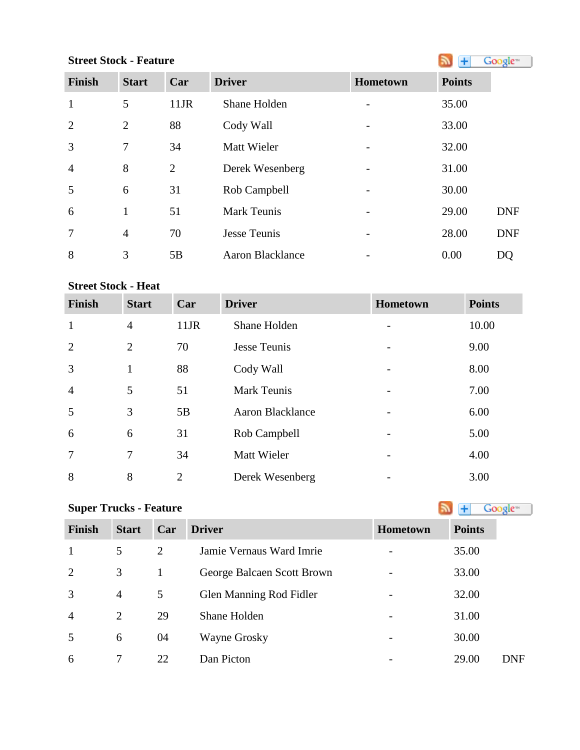### Street Stock - Feature

| Finish | Start | Car | Driver | Hometown | Points | |
|---|---|---|---|---|---|---|
| 1 | 5 | 11JR | Shane Holden | - | 35.00 | |
| 2 | 2 | 88 | Cody Wall | - | 33.00 | |
| 3 | 7 | 34 | Matt Wieler | - | 32.00 | |
| 4 | 8 | 2 | Derek Wesenberg | - | 31.00 | |
| 5 | 6 | 31 | Rob Campbell | - | 30.00 | |
| 6 | 1 | 51 | Mark Teunis | - | 29.00 | DNF |
| 7 | 4 | 70 | Jesse Teunis | - | 28.00 | DNF |
| 8 | 3 | 5B | Aaron Blacklance | - | 0.00 | DQ |

### Street Stock - Heat

| Finish | Start | Car | Driver | Hometown | Points |
|---|---|---|---|---|---|
| 1 | 4 | 11JR | Shane Holden | - | 10.00 |
| 2 | 2 | 70 | Jesse Teunis | - | 9.00 |
| 3 | 1 | 88 | Cody Wall | - | 8.00 |
| 4 | 5 | 51 | Mark Teunis | - | 7.00 |
| 5 | 3 | 5B | Aaron Blacklance | - | 6.00 |
| 6 | 6 | 31 | Rob Campbell | - | 5.00 |
| 7 | 7 | 34 | Matt Wieler | - | 4.00 |
| 8 | 8 | 2 | Derek Wesenberg | - | 3.00 |

### Super Trucks - Feature

| Finish | Start | Car | Driver | Hometown | Points | |
|---|---|---|---|---|---|---|
| 1 | 5 | 2 | Jamie Vernaus Ward Imrie | - | 35.00 | |
| 2 | 3 | 1 | George Balcaen Scott Brown | - | 33.00 | |
| 3 | 4 | 5 | Glen Manning Rod Fidler | - | 32.00 | |
| 4 | 2 | 29 | Shane Holden | - | 31.00 | |
| 5 | 6 | 04 | Wayne Grosky | - | 30.00 | |
| 6 | 7 | 22 | Dan Picton | - | 29.00 | DNF |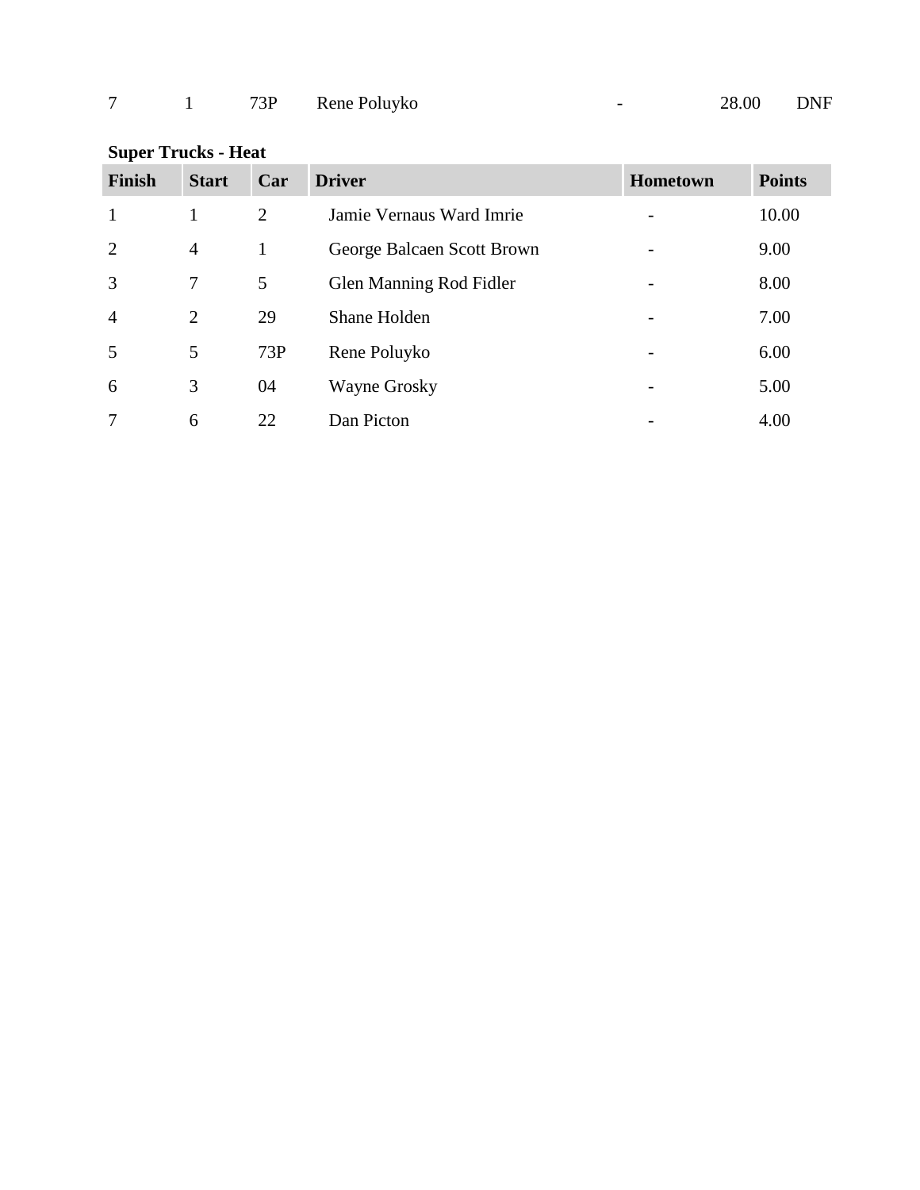| | | | | | | |
|---|---|---|---|---|---|---|
| 7 | 1 | 73P | Rene Poluyko | - | 28.00 | DNF |

**Super Trucks - Heat**

| Finish | Start | Car | Driver | Hometown | Points |
|---|---|---|---|---|---|
| 1 | 1 | 2 | Jamie Vernaus Ward Imrie | - | 10.00 |
| 2 | 4 | 1 | George Balcaen Scott Brown | - | 9.00 |
| 3 | 7 | 5 | Glen Manning Rod Fidler | - | 8.00 |
| 4 | 2 | 29 | Shane Holden | - | 7.00 |
| 5 | 5 | 73P | Rene Poluyko | - | 6.00 |
| 6 | 3 | 04 | Wayne Grosky | - | 5.00 |
| 7 | 6 | 22 | Dan Picton | - | 4.00 |